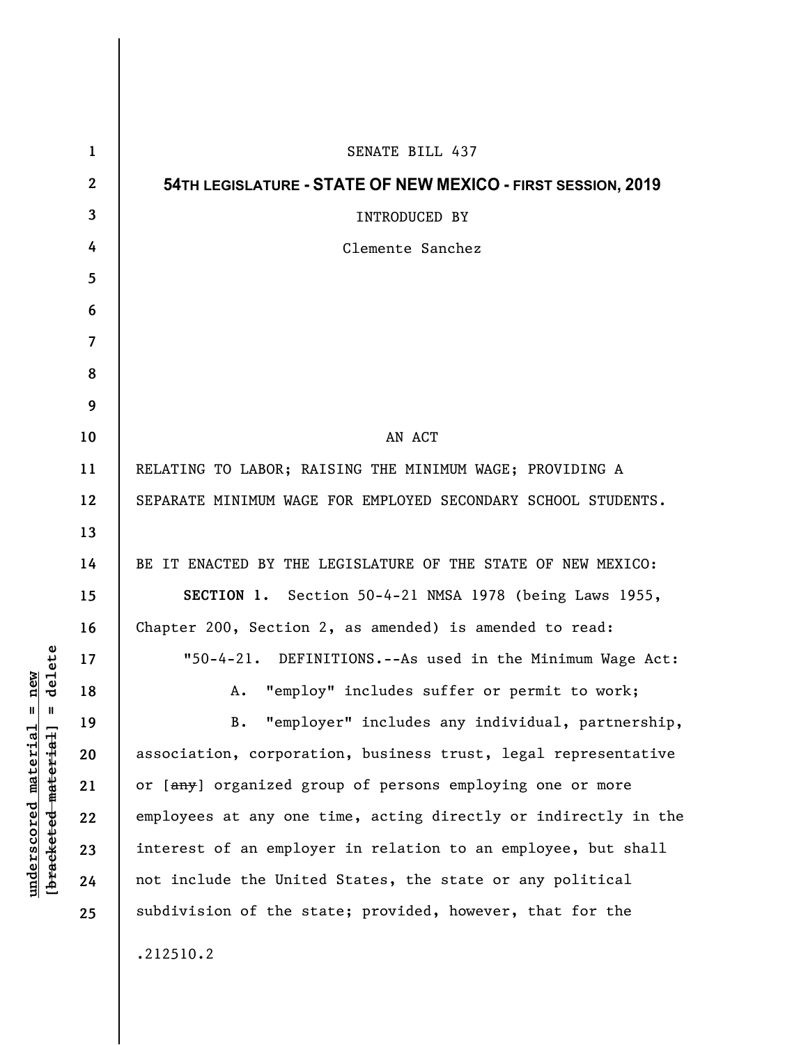SENATE BILL 437

**54TH LEGISLATURE - STATE OF NEW MEXICO - FIRST SESSION, 2019**

INTRODUCED BY

Clemente Sanchez

AN ACT

RELATING TO LABOR; RAISING THE MINIMUM WAGE; PROVIDING A SEPARATE MINIMUM WAGE FOR EMPLOYED SECONDARY SCHOOL STUDENTS.

BE IT ENACTED BY THE LEGISLATURE OF THE STATE OF NEW MEXICO:

**SECTION 1.** Section 50-4-21 NMSA 1978 (being Laws 1955, Chapter 200, Section 2, as amended) is amended to read:

"50-4-21. DEFINITIONS.--As used in the Minimum Wage Act:

A. "employ" includes suffer or permit to work;

B. "employer" includes any individual, partnership, association, corporation, business trust, legal representative or [~~any~~] organized group of persons employing one or more employees at any one time, acting directly or indirectly in the interest of an employer in relation to an employee, but shall not include the United States, the state or any political subdivision of the state; provided, however, that for the

.212510.2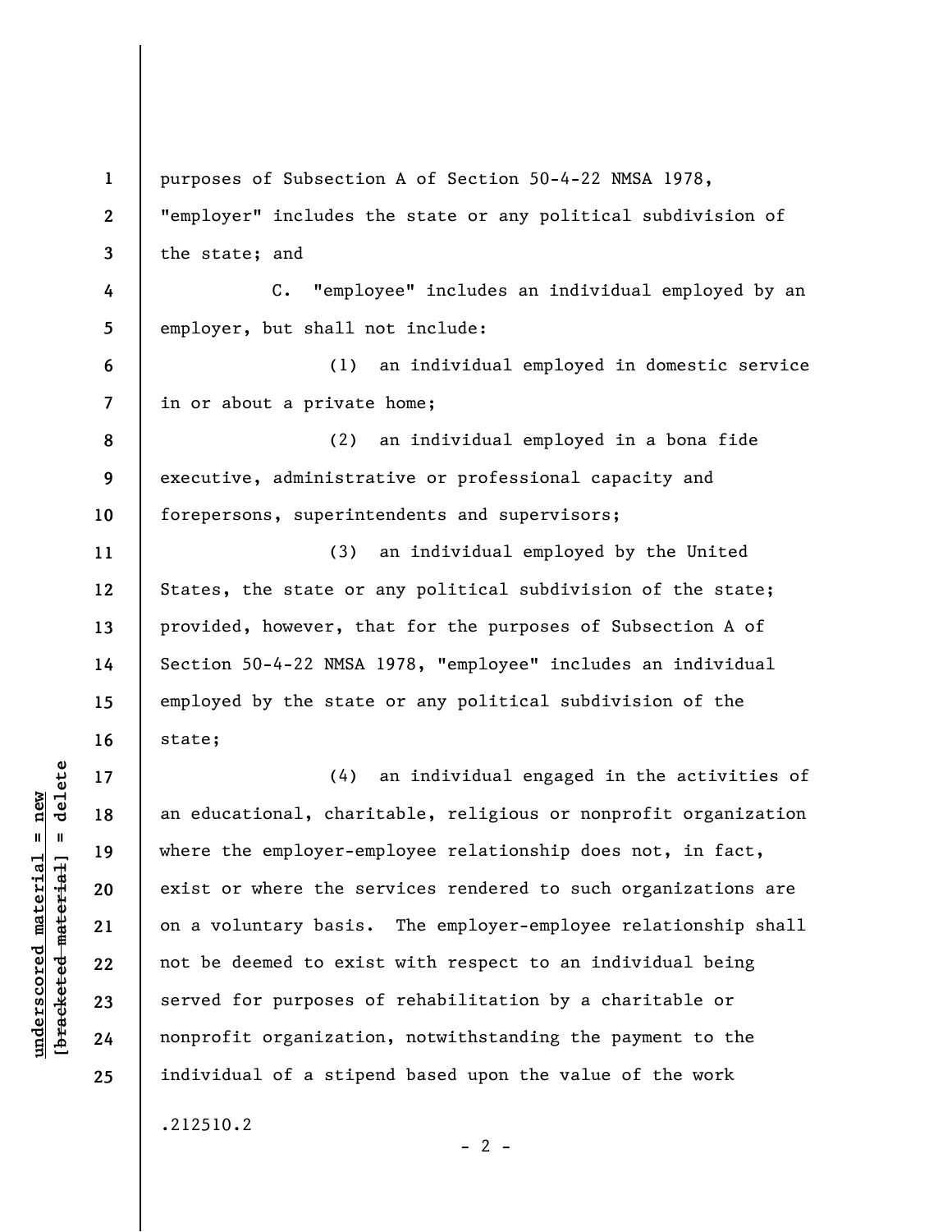purposes of Subsection A of Section 50-4-22 NMSA 1978, "employer" includes the state or any political subdivision of the state; and

C. "employee" includes an individual employed by an employer, but shall not include:

(1) an individual employed in domestic service in or about a private home;

(2) an individual employed in a bona fide executive, administrative or professional capacity and forepersons, superintendents and supervisors;

(3) an individual employed by the United States, the state or any political subdivision of the state; provided, however, that for the purposes of Subsection A of Section 50-4-22 NMSA 1978, "employee" includes an individual employed by the state or any political subdivision of the state;

(4) an individual engaged in the activities of an educational, charitable, religious or nonprofit organization where the employer-employee relationship does not, in fact, exist or where the services rendered to such organizations are on a voluntary basis. The employer-employee relationship shall not be deemed to exist with respect to an individual being served for purposes of rehabilitation by a charitable or nonprofit organization, notwithstanding the payment to the individual of a stipend based upon the value of the work

.212510.2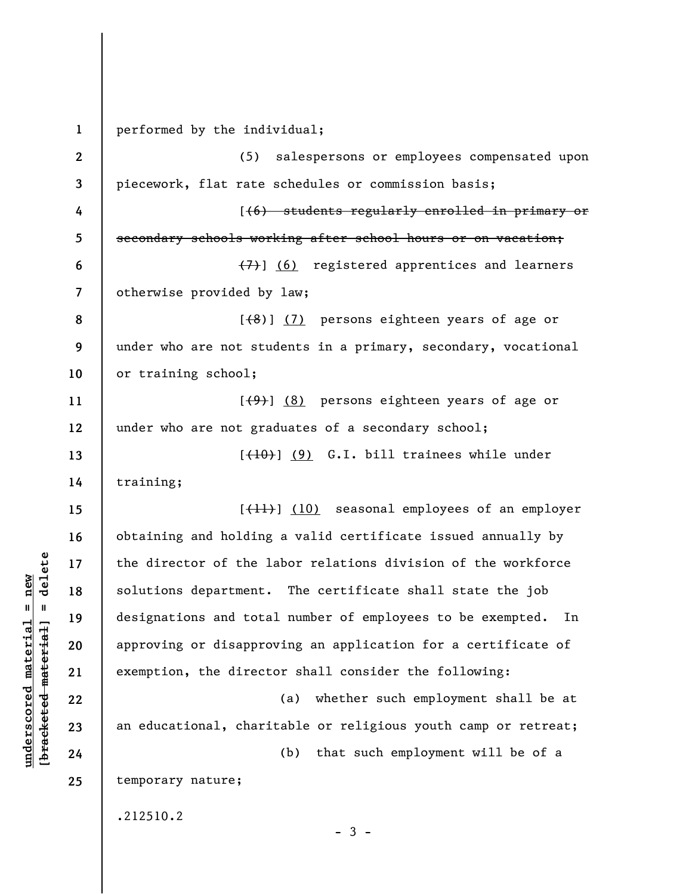performed by the individual;

(5) salespersons or employees compensated upon piecework, flat rate schedules or commission basis;

[~~(6) students regularly enrolled in primary or secondary schools working after school hours or on vacation;~~

~~(7)~~] <u>(6)</u> registered apprentices and learners otherwise provided by law;

[~~(8)~~] <u>(7)</u> persons eighteen years of age or under who are not students in a primary, secondary, vocational or training school;

[~~(9)~~] <u>(8)</u> persons eighteen years of age or under who are not graduates of a secondary school;

[~~(10)~~] <u>(9)</u> G.I. bill trainees while under training;

[~~(11)~~] <u>(10)</u> seasonal employees of an employer obtaining and holding a valid certificate issued annually by the director of the labor relations division of the workforce solutions department. The certificate shall state the job designations and total number of employees to be exempted. In approving or disapproving an application for a certificate of exemption, the director shall consider the following:

(a) whether such employment shall be at an educational, charitable or religious youth camp or retreat;

(b) that such employment will be of a temporary nature;

.212510.2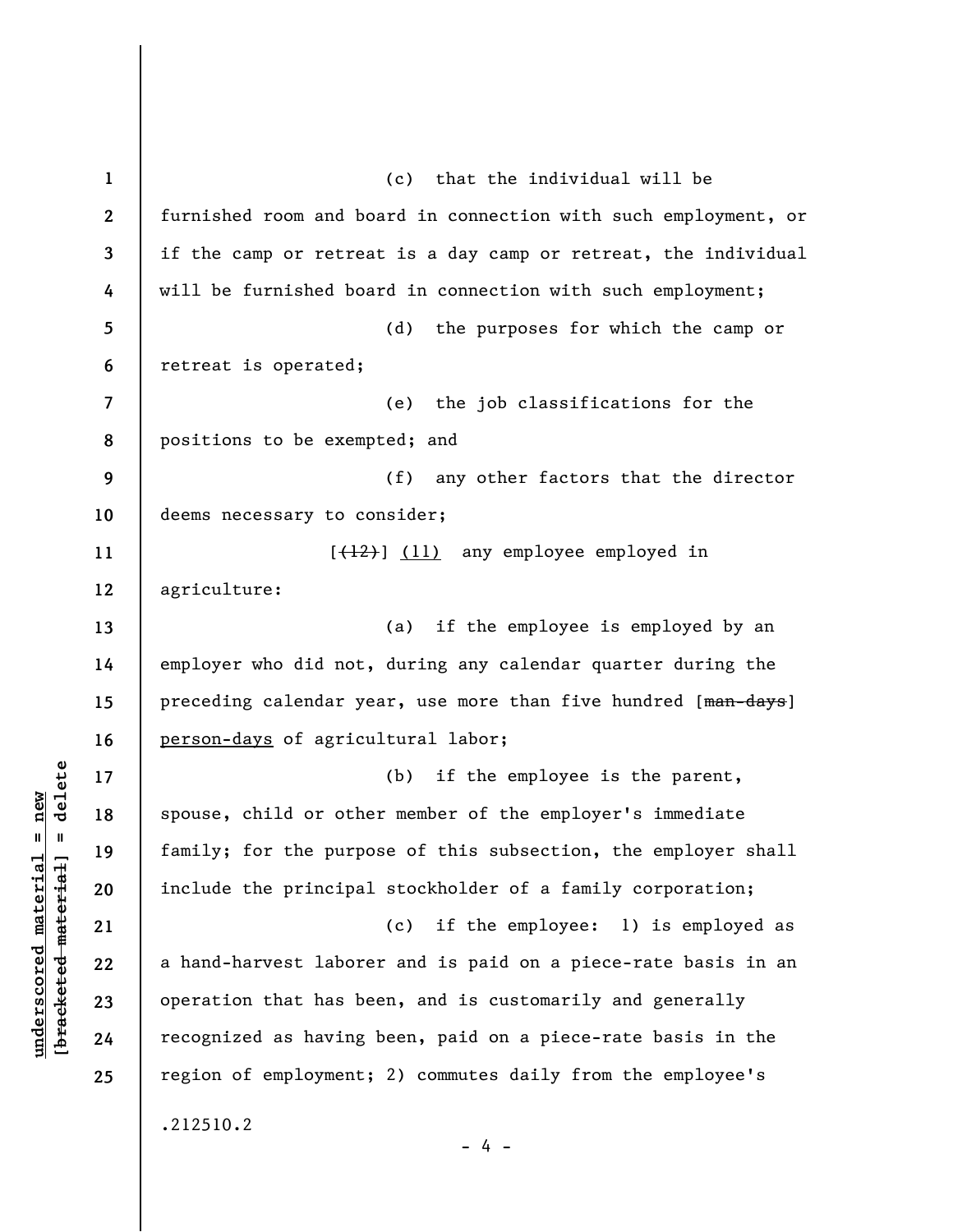(c) that the individual will be furnished room and board in connection with such employment, or if the camp or retreat is a day camp or retreat, the individual will be furnished board in connection with such employment;

(d) the purposes for which the camp or retreat is operated;

(e) the job classifications for the positions to be exempted; and

(f) any other factors that the director deems necessary to consider;

[~~(12)~~] <u>(11)</u> any employee employed in agriculture:

(a) if the employee is employed by an employer who did not, during any calendar quarter during the preceding calendar year, use more than five hundred [~~man-days~~] <u>person-days</u> of agricultural labor;

(b) if the employee is the parent, spouse, child or other member of the employer's immediate family; for the purpose of this subsection, the employer shall include the principal stockholder of a family corporation;

(c) if the employee: 1) is employed as a hand-harvest laborer and is paid on a piece-rate basis in an operation that has been, and is customarily and generally recognized as having been, paid on a piece-rate basis in the region of employment; 2) commutes daily from the employee's

.212510.2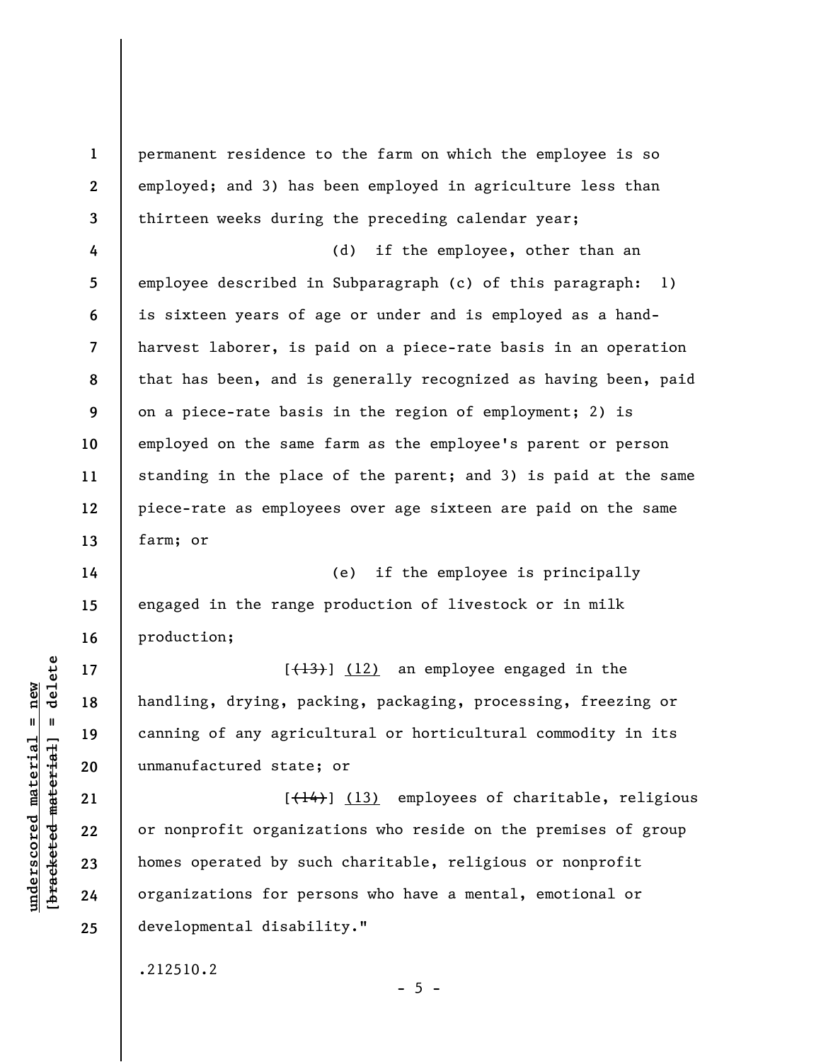permanent residence to the farm on which the employee is so employed; and 3) has been employed in agriculture less than thirteen weeks during the preceding calendar year;

(d) if the employee, other than an employee described in Subparagraph (c) of this paragraph: 1) is sixteen years of age or under and is employed as a hand-harvest laborer, is paid on a piece-rate basis in an operation that has been, and is generally recognized as having been, paid on a piece-rate basis in the region of employment; 2) is employed on the same farm as the employee's parent or person standing in the place of the parent; and 3) is paid at the same piece-rate as employees over age sixteen are paid on the same farm; or

(e) if the employee is principally engaged in the range production of livestock or in milk production;

[~~(13)~~] <u>(12)</u> an employee engaged in the handling, drying, packing, packaging, processing, freezing or canning of any agricultural or horticultural commodity in its unmanufactured state; or

[~~(14)~~] <u>(13)</u> employees of charitable, religious or nonprofit organizations who reside on the premises of group homes operated by such charitable, religious or nonprofit organizations for persons who have a mental, emotional or developmental disability."

.212510.2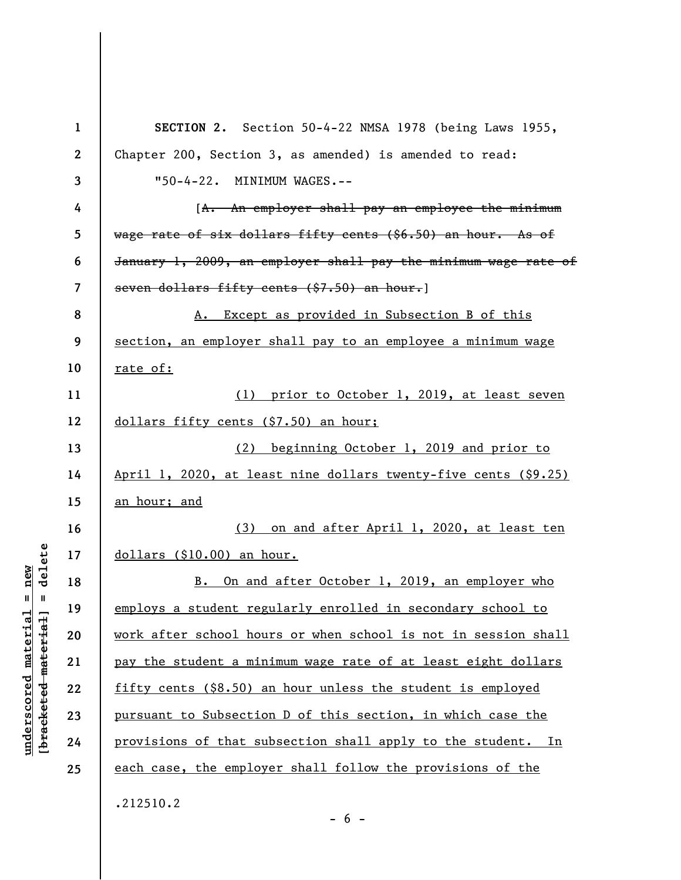**SECTION 2.** Section 50-4-22 NMSA 1978 (being Laws 1955, Chapter 200, Section 3, as amended) is amended to read:

"50-4-22. MINIMUM WAGES.--

[~~A. An employer shall pay an employee the minimum wage rate of six dollars fifty cents ($6.50) an hour. As of January 1, 2009, an employer shall pay the minimum wage rate of seven dollars fifty cents ($7.50) an hour.~~]

A. Except as provided in Subsection B of this section, an employer shall pay to an employee a minimum wage rate of:

(1) prior to October 1, 2019, at least seven dollars fifty cents ($7.50) an hour;

(2) beginning October 1, 2019 and prior to April 1, 2020, at least nine dollars twenty-five cents ($9.25) an hour; and

(3) on and after April 1, 2020, at least ten dollars ($10.00) an hour.

B. On and after October 1, 2019, an employer who employs a student regularly enrolled in secondary school to work after school hours or when school is not in session shall pay the student a minimum wage rate of at least eight dollars fifty cents ($8.50) an hour unless the student is employed pursuant to Subsection D of this section, in which case the provisions of that subsection shall apply to the student. In each case, the employer shall follow the provisions of the

.212510.2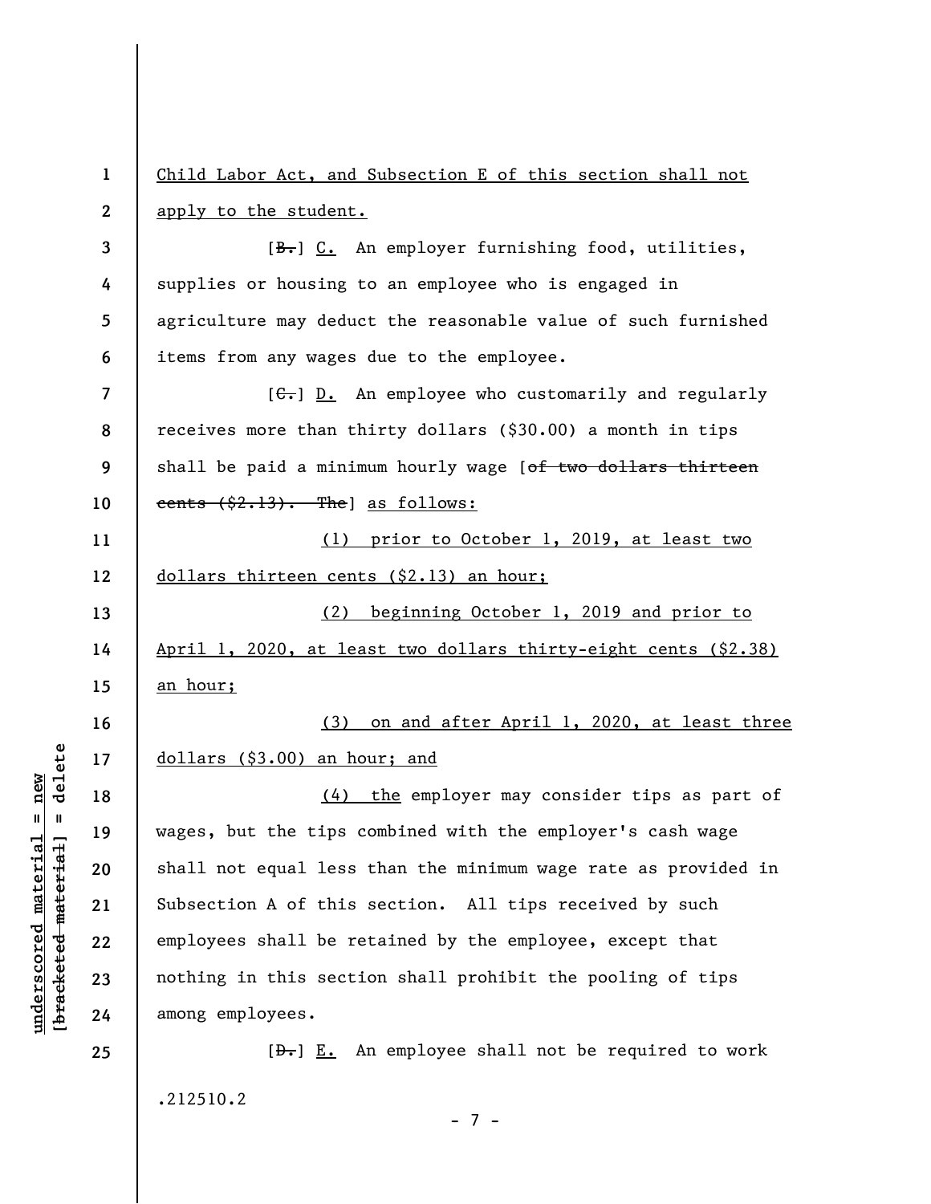Child Labor Act, and Subsection E of this section shall not apply to the student.

[~~B.~~] C. An employer furnishing food, utilities, supplies or housing to an employee who is engaged in agriculture may deduct the reasonable value of such furnished items from any wages due to the employee.

[~~C.~~] D. An employee who customarily and regularly receives more than thirty dollars ($30.00) a month in tips shall be paid a minimum hourly wage [~~of two dollars thirteen cents ($2.13). The~~] as follows:

(1) prior to October 1, 2019, at least two dollars thirteen cents ($2.13) an hour;

(2) beginning October 1, 2019 and prior to April 1, 2020, at least two dollars thirty-eight cents ($2.38) an hour;

(3) on and after April 1, 2020, at least three dollars ($3.00) an hour; and

(4) the employer may consider tips as part of wages, but the tips combined with the employer's cash wage shall not equal less than the minimum wage rate as provided in Subsection A of this section. All tips received by such employees shall be retained by the employee, except that nothing in this section shall prohibit the pooling of tips among employees.

[~~D.~~] E. An employee shall not be required to work

.212510.2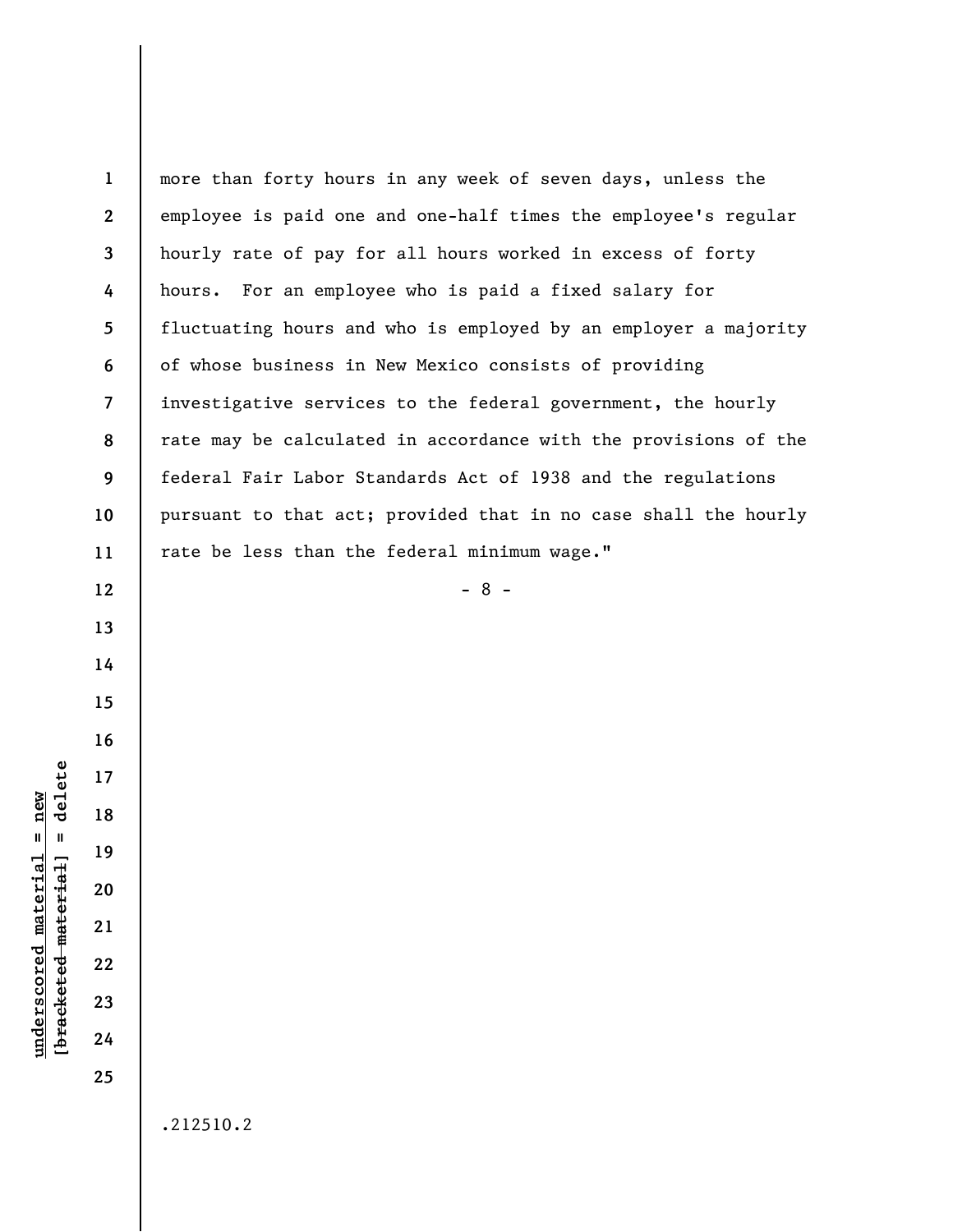more than forty hours in any week of seven days, unless the employee is paid one and one-half times the employee's regular hourly rate of pay for all hours worked in excess of forty hours. For an employee who is paid a fixed salary for fluctuating hours and who is employed by an employer a majority of whose business in New Mexico consists of providing investigative services to the federal government, the hourly rate may be calculated in accordance with the provisions of the federal Fair Labor Standards Act of 1938 and the regulations pursuant to that act; provided that in no case shall the hourly rate be less than the federal minimum wage."

.212510.2